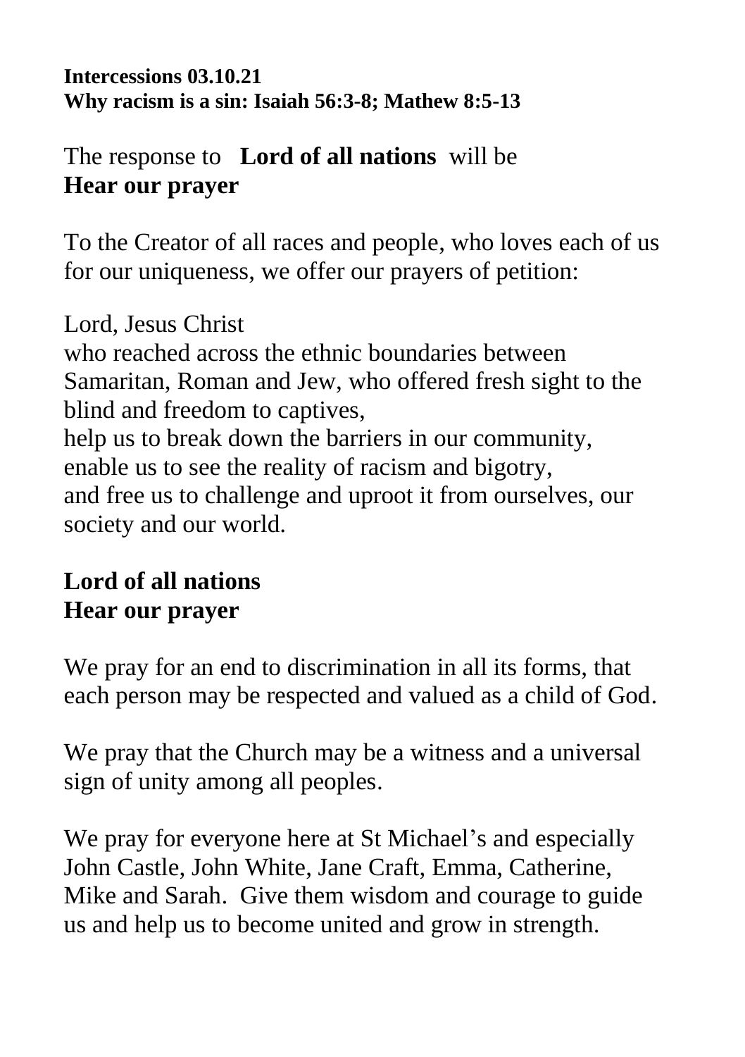**Intercessions 03.10.21**
**Why racism is a sin: Isaiah 56:3-8; Mathew 8:5-13**

The response to **Lord of all nations** will be
**Hear our prayer**

To the Creator of all races and people, who loves each of us for our uniqueness, we offer our prayers of petition:

Lord, Jesus Christ
who reached across the ethnic boundaries between Samaritan, Roman and Jew, who offered fresh sight to the blind and freedom to captives,
help us to break down the barriers in our community,
enable us to see the reality of racism and bigotry,
and free us to challenge and uproot it from ourselves, our society and our world.

**Lord of all nations**
**Hear our prayer**

We pray for an end to discrimination in all its forms, that each person may be respected and valued as a child of God.

We pray that the Church may be a witness and a universal sign of unity among all peoples.

We pray for everyone here at St Michael's and especially John Castle, John White, Jane Craft, Emma, Catherine, Mike and Sarah. Give them wisdom and courage to guide us and help us to become united and grow in strength.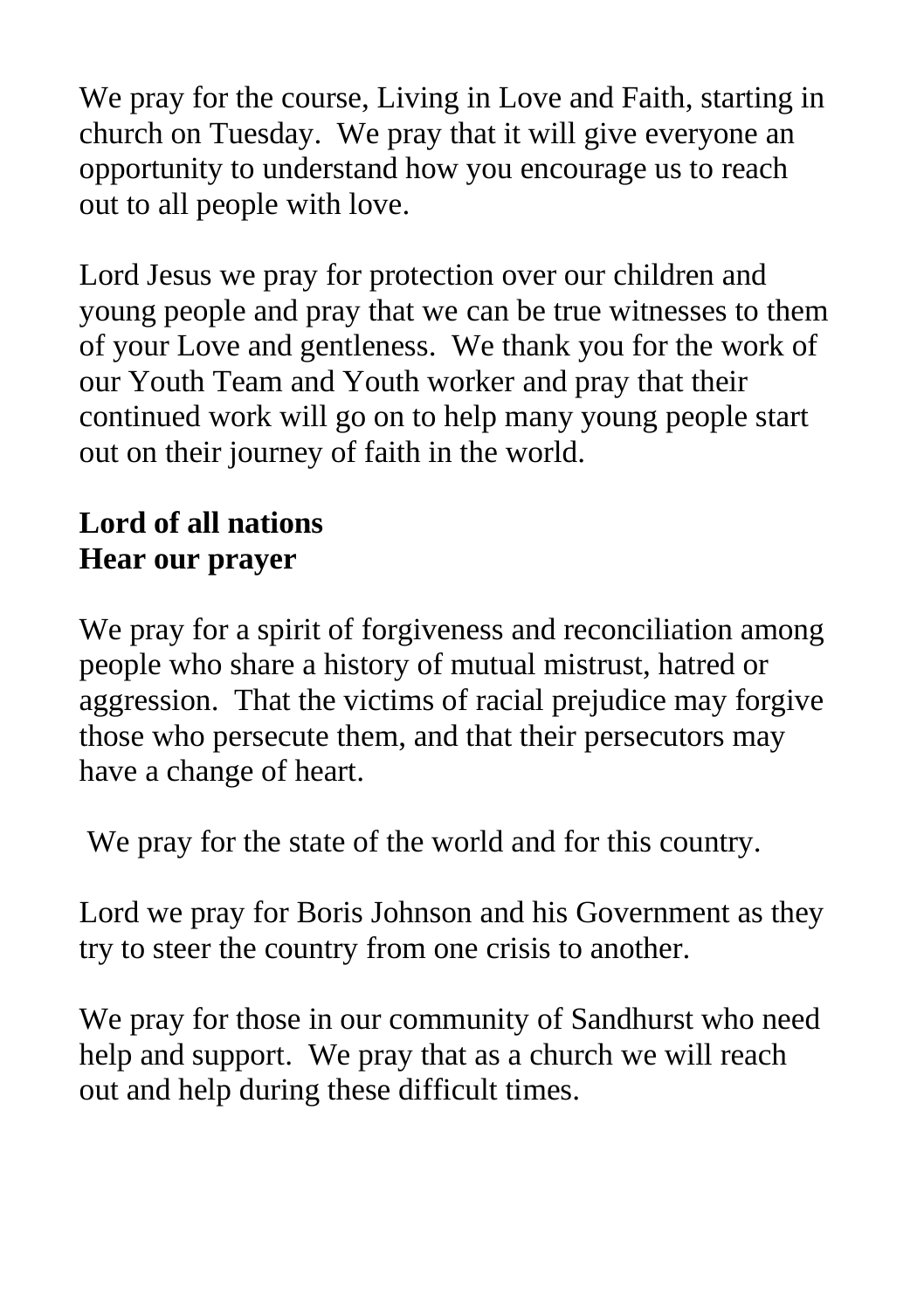We pray for the course, Living in Love and Faith, starting in church on Tuesday. We pray that it will give everyone an opportunity to understand how you encourage us to reach out to all people with love.

Lord Jesus we pray for protection over our children and young people and pray that we can be true witnesses to them of your Love and gentleness. We thank you for the work of our Youth Team and Youth worker and pray that their continued work will go on to help many young people start out on their journey of faith in the world.

**Lord of all nations**
**Hear our prayer**

We pray for a spirit of forgiveness and reconciliation among people who share a history of mutual mistrust, hatred or aggression. That the victims of racial prejudice may forgive those who persecute them, and that their persecutors may have a change of heart.

We pray for the state of the world and for this country.

Lord we pray for Boris Johnson and his Government as they try to steer the country from one crisis to another.

We pray for those in our community of Sandhurst who need help and support. We pray that as a church we will reach out and help during these difficult times.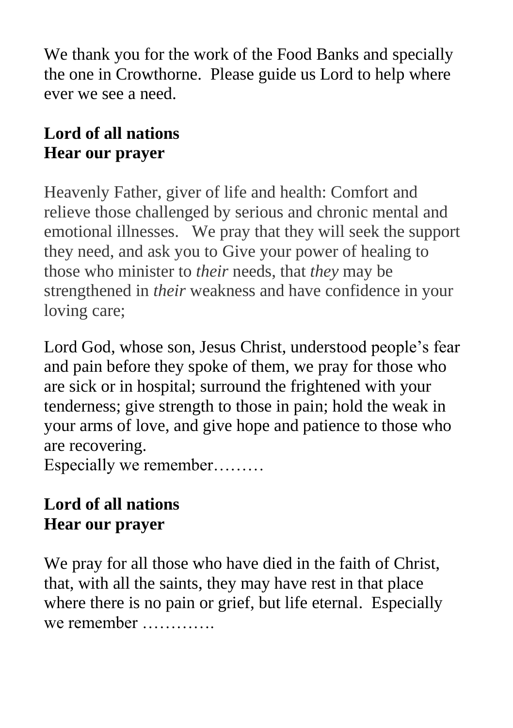We thank you for the work of the Food Banks and specially the one in Crowthorne.  Please guide us Lord to help where ever we see a need.

**Lord of all nations**
**Hear our prayer**

Heavenly Father, giver of life and health: Comfort and relieve those challenged by serious and chronic mental and emotional illnesses.   We pray that they will seek the support they need, and ask you to Give your power of healing to those who minister to *their* needs, that *they* may be strengthened in *their* weakness and have confidence in your loving care;

Lord God, whose son, Jesus Christ, understood people's fear and pain before they spoke of them, we pray for those who are sick or in hospital; surround the frightened with your tenderness; give strength to those in pain; hold the weak in your arms of love, and give hope and patience to those who are recovering.
Especially we remember………

**Lord of all nations**
**Hear our prayer**

We pray for all those who have died in the faith of Christ, that, with all the saints, they may have rest in that place where there is no pain or grief, but life eternal.  Especially we remember ………….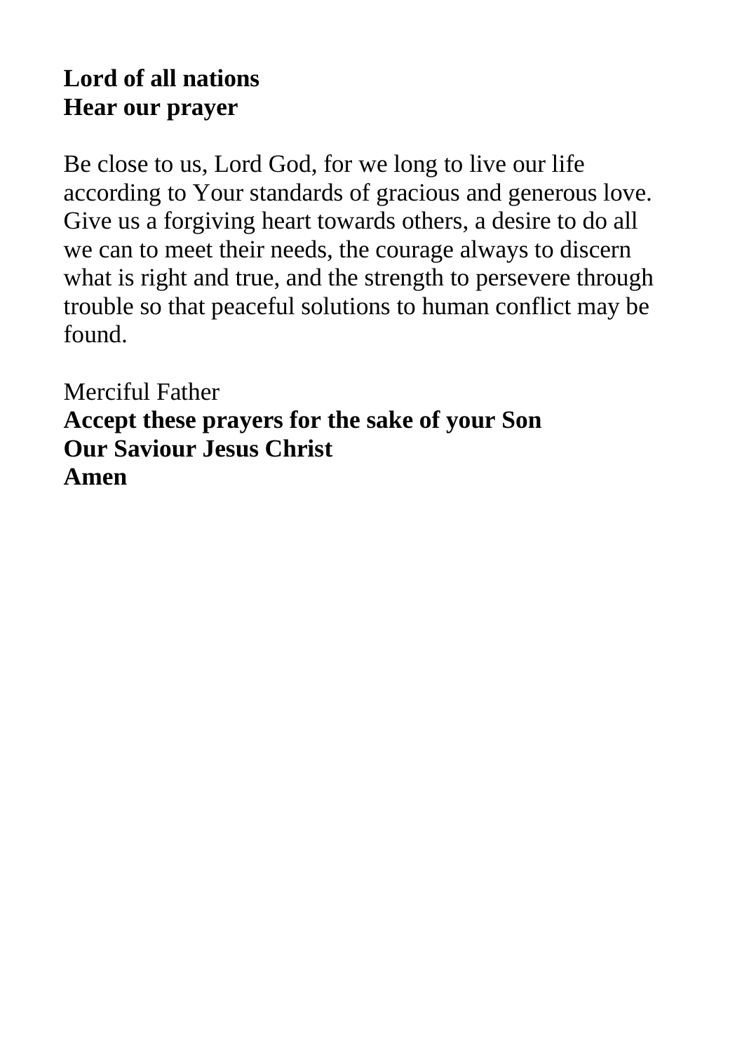**Lord of all nations**
**Hear our prayer**

Be close to us, Lord God, for we long to live our life according to Your standards of gracious and generous love. Give us a forgiving heart towards others, a desire to do all we can to meet their needs, the courage always to discern what is right and true, and the strength to persevere through trouble so that peaceful solutions to human conflict may be found.

Merciful Father
**Accept these prayers for the sake of your Son**
**Our Saviour Jesus Christ**
**Amen**